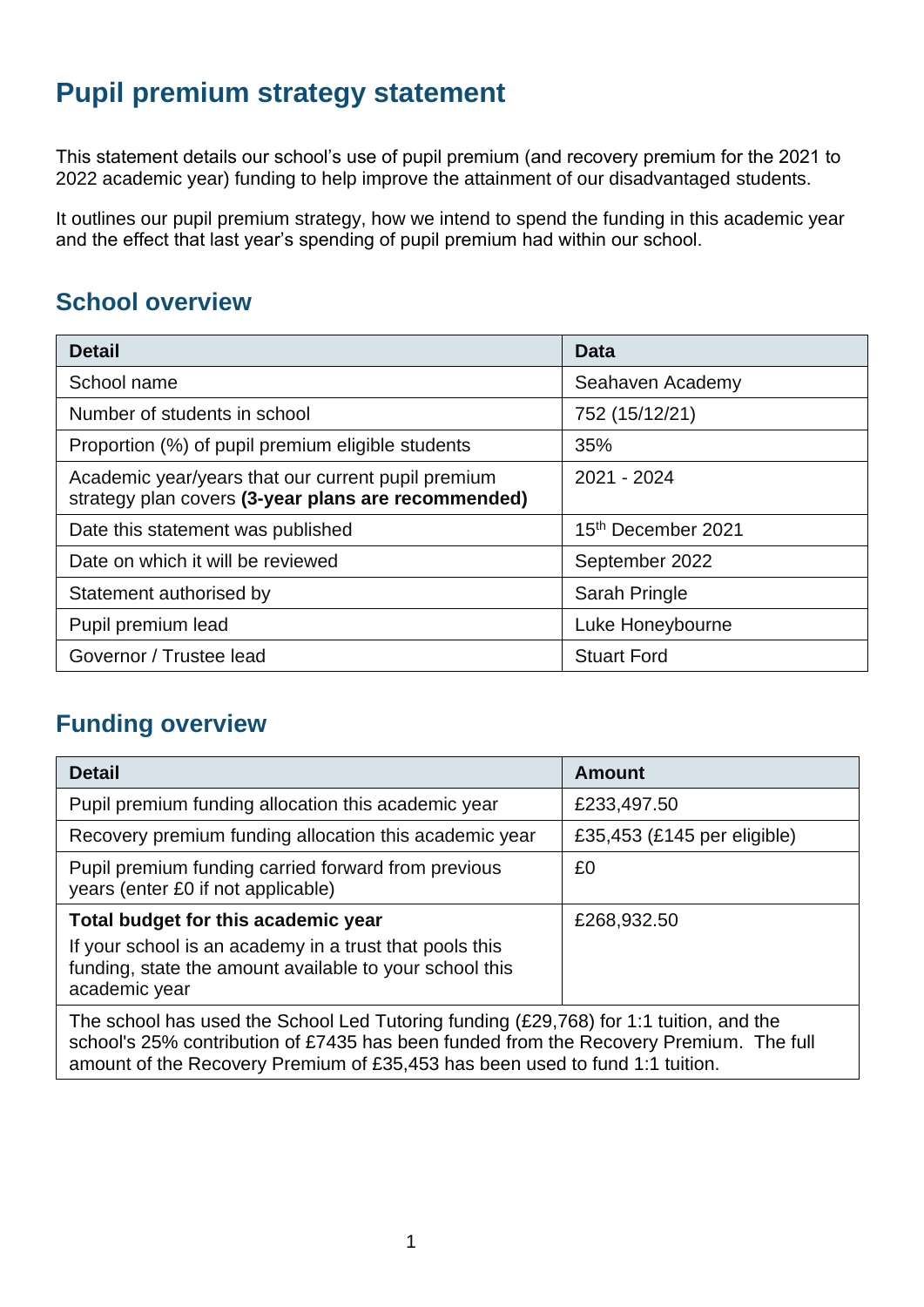# Pupil premium strategy statement

This statement details our school's use of pupil premium (and recovery premium for the 2021 to 2022 academic year) funding to help improve the attainment of our disadvantaged students.

It outlines our pupil premium strategy, how we intend to spend the funding in this academic year and the effect that last year's spending of pupil premium had within our school.

## School overview

| Detail | Data |
|---|---|
| School name | Seahaven Academy |
| Number of students in school | 752 (15/12/21) |
| Proportion (%) of pupil premium eligible students | 35% |
| Academic year/years that our current pupil premium strategy plan covers **(3-year plans are recommended)** | 2021 - 2024 |
| Date this statement was published | 15th December 2021 |
| Date on which it will be reviewed | September 2022 |
| Statement authorised by | Sarah Pringle |
| Pupil premium lead | Luke Honeybourne |
| Governor / Trustee lead | Stuart Ford |

## Funding overview

| Detail | Amount |
|---|---|
| Pupil premium funding allocation this academic year | £233,497.50 |
| Recovery premium funding allocation this academic year | £35,453 (£145 per eligible) |
| Pupil premium funding carried forward from previous years (enter £0 if not applicable) | £0 |
| **Total budget for this academic year**<br>If your school is an academy in a trust that pools this funding, state the amount available to your school this academic year | £268,932.50 |
| The school has used the School Led Tutoring funding (£29,768) for 1:1 tuition, and the school's 25% contribution of £7435 has been funded from the Recovery Premium. The full amount of the Recovery Premium of £35,453 has been used to fund 1:1 tuition. | |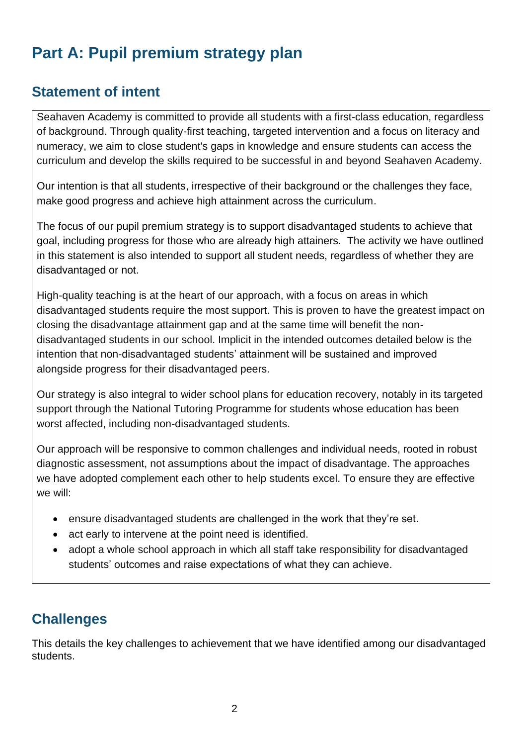# Part A: Pupil premium strategy plan

## Statement of intent

Seahaven Academy is committed to provide all students with a first-class education, regardless of background. Through quality-first teaching, targeted intervention and a focus on literacy and numeracy, we aim to close student's gaps in knowledge and ensure students can access the curriculum and develop the skills required to be successful in and beyond Seahaven Academy.

Our intention is that all students, irrespective of their background or the challenges they face, make good progress and achieve high attainment across the curriculum.

The focus of our pupil premium strategy is to support disadvantaged students to achieve that goal, including progress for those who are already high attainers. The activity we have outlined in this statement is also intended to support all student needs, regardless of whether they are disadvantaged or not.

High-quality teaching is at the heart of our approach, with a focus on areas in which disadvantaged students require the most support. This is proven to have the greatest impact on closing the disadvantage attainment gap and at the same time will benefit the non-disadvantaged students in our school. Implicit in the intended outcomes detailed below is the intention that non-disadvantaged students' attainment will be sustained and improved alongside progress for their disadvantaged peers.

Our strategy is also integral to wider school plans for education recovery, notably in its targeted support through the National Tutoring Programme for students whose education has been worst affected, including non-disadvantaged students.

Our approach will be responsive to common challenges and individual needs, rooted in robust diagnostic assessment, not assumptions about the impact of disadvantage. The approaches we have adopted complement each other to help students excel. To ensure they are effective we will:

- ensure disadvantaged students are challenged in the work that they're set.
- act early to intervene at the point need is identified.
- adopt a whole school approach in which all staff take responsibility for disadvantaged students' outcomes and raise expectations of what they can achieve.

## Challenges

This details the key challenges to achievement that we have identified among our disadvantaged students.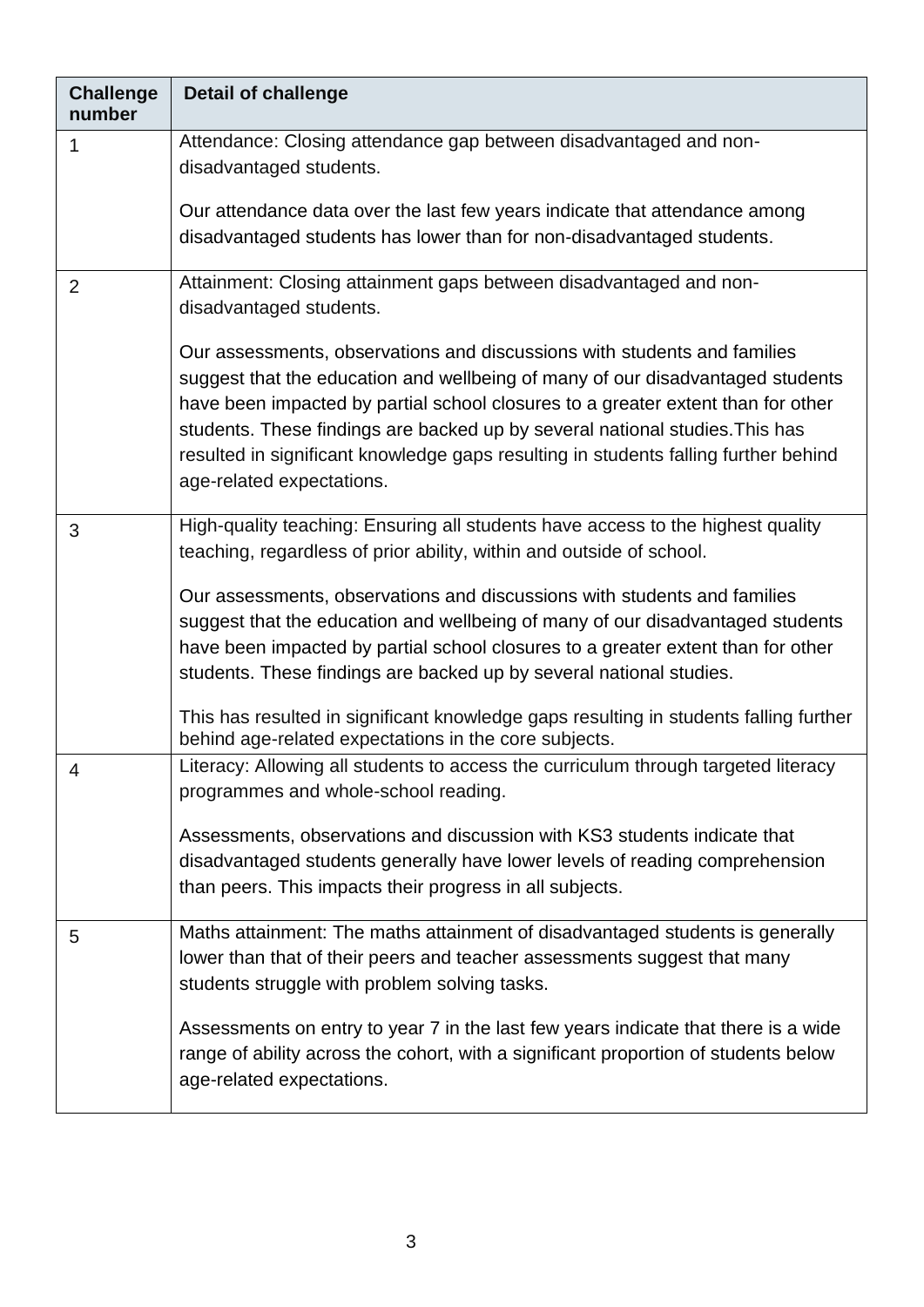| Challenge number | Detail of challenge |
| --- | --- |
| 1 | Attendance: Closing attendance gap between disadvantaged and non-disadvantaged students.<br><br>Our attendance data over the last few years indicate that attendance among disadvantaged students has lower than for non-disadvantaged students. |
| 2 | Attainment: Closing attainment gaps between disadvantaged and non-disadvantaged students.<br><br>Our assessments, observations and discussions with students and families suggest that the education and wellbeing of many of our disadvantaged students have been impacted by partial school closures to a greater extent than for other students. These findings are backed up by several national studies.This has resulted in significant knowledge gaps resulting in students falling further behind age-related expectations. |
| 3 | High-quality teaching: Ensuring all students have access to the highest quality teaching, regardless of prior ability, within and outside of school.<br><br>Our assessments, observations and discussions with students and families suggest that the education and wellbeing of many of our disadvantaged students have been impacted by partial school closures to a greater extent than for other students. These findings are backed up by several national studies.<br><br>This has resulted in significant knowledge gaps resulting in students falling further behind age-related expectations in the core subjects. |
| 4 | Literacy: Allowing all students to access the curriculum through targeted literacy programmes and whole-school reading.<br><br>Assessments, observations and discussion with KS3 students indicate that disadvantaged students generally have lower levels of reading comprehension than peers. This impacts their progress in all subjects. |
| 5 | Maths attainment: The maths attainment of disadvantaged students is generally lower than that of their peers and teacher assessments suggest that many students struggle with problem solving tasks.<br><br>Assessments on entry to year 7 in the last few years indicate that there is a wide range of ability across the cohort, with a significant proportion of students below age-related expectations. |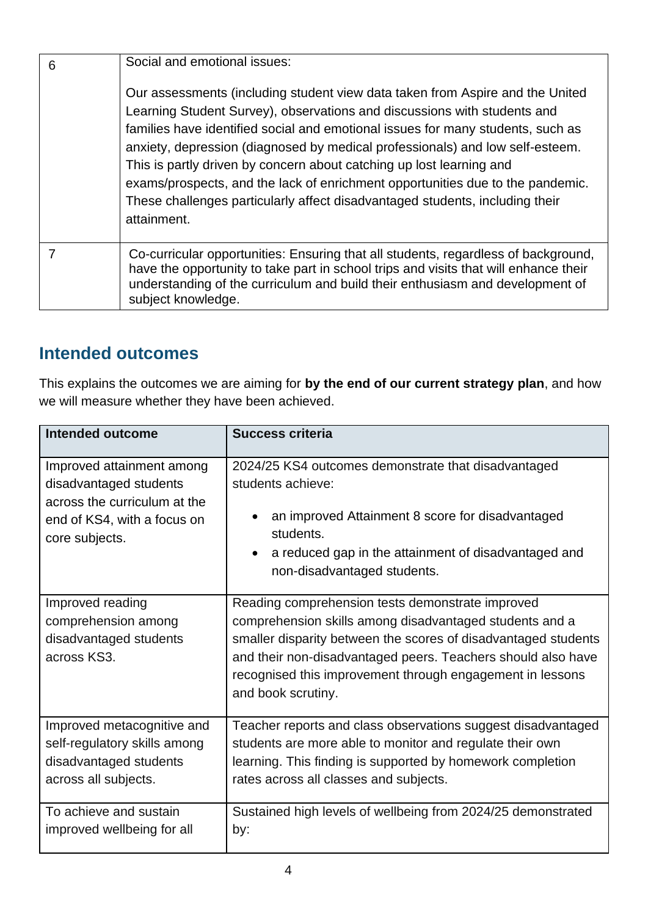| | |
|---|---|
| 6 | Social and emotional issues:<br><br>Our assessments (including student view data taken from Aspire and the United Learning Student Survey), observations and discussions with students and families have identified social and emotional issues for many students, such as anxiety, depression (diagnosed by medical professionals) and low self-esteem. This is partly driven by concern about catching up lost learning and exams/prospects, and the lack of enrichment opportunities due to the pandemic. These challenges particularly affect disadvantaged students, including their attainment. |
| 7 | Co-curricular opportunities: Ensuring that all students, regardless of background, have the opportunity to take part in school trips and visits that will enhance their understanding of the curriculum and build their enthusiasm and development of subject knowledge. |

## Intended outcomes

This explains the outcomes we are aiming for **by the end of our current strategy plan**, and how we will measure whether they have been achieved.

| Intended outcome | Success criteria |
|---|---|
| Improved attainment among disadvantaged students across the curriculum at the end of KS4, with a focus on core subjects. | 2024/25 KS4 outcomes demonstrate that disadvantaged students achieve:<br>• an improved Attainment 8 score for disadvantaged students.<br>• a reduced gap in the attainment of disadvantaged and non-disadvantaged students. |
| Improved reading comprehension among disadvantaged students across KS3. | Reading comprehension tests demonstrate improved comprehension skills among disadvantaged students and a smaller disparity between the scores of disadvantaged students and their non-disadvantaged peers. Teachers should also have recognised this improvement through engagement in lessons and book scrutiny. |
| Improved metacognitive and self-regulatory skills among disadvantaged students across all subjects. | Teacher reports and class observations suggest disadvantaged students are more able to monitor and regulate their own learning. This finding is supported by homework completion rates across all classes and subjects. |
| To achieve and sustain improved wellbeing for all | Sustained high levels of wellbeing from 2024/25 demonstrated by: |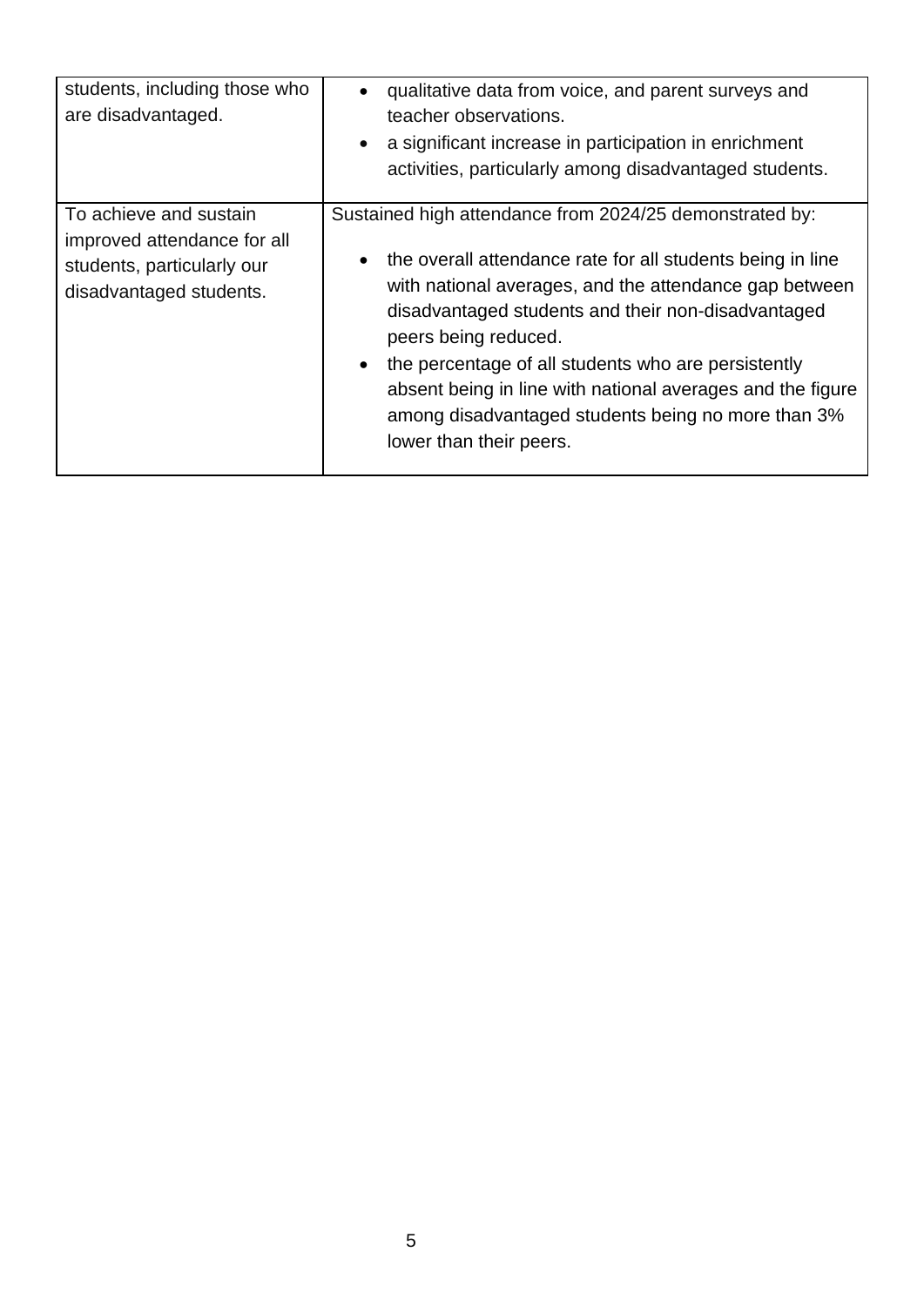| | |
|---|---|
| students, including those who are disadvantaged. | • qualitative data from voice, and parent surveys and teacher observations.<br>• a significant increase in participation in enrichment activities, particularly among disadvantaged students. |
| To achieve and sustain improved attendance for all students, particularly our disadvantaged students. | Sustained high attendance from 2024/25 demonstrated by:<br>• the overall attendance rate for all students being in line with national averages, and the attendance gap between disadvantaged students and their non-disadvantaged peers being reduced.<br>• the percentage of all students who are persistently absent being in line with national averages and the figure among disadvantaged students being no more than 3% lower than their peers. |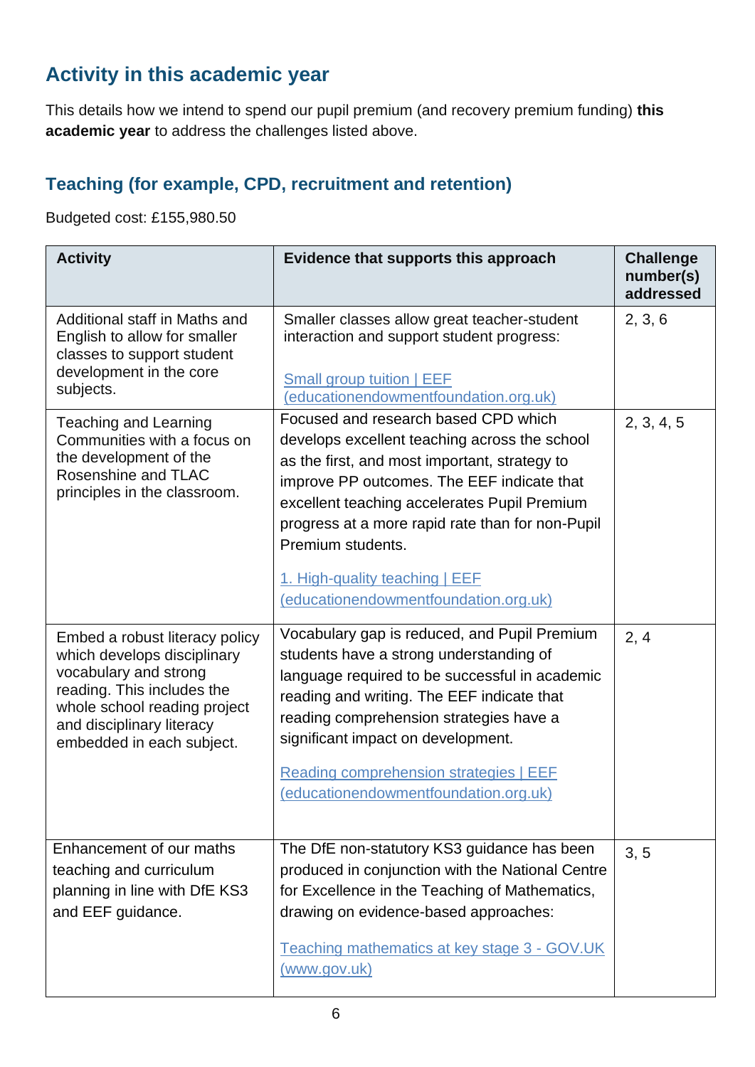## Activity in this academic year

This details how we intend to spend our pupil premium (and recovery premium funding) **this academic year** to address the challenges listed above.

### Teaching (for example, CPD, recruitment and retention)

Budgeted cost: £155,980.50

| Activity | Evidence that supports this approach | Challenge number(s) addressed |
|---|---|---|
| Additional staff in Maths and English to allow for smaller classes to support student development in the core subjects. | Smaller classes allow great teacher-student interaction and support student progress:<br><br>[Small group tuition \| EEF (educationendowmentfoundation.org.uk)]() | 2, 3, 6 |
| Teaching and Learning Communities with a focus on the development of the Rosenshine and TLAC principles in the classroom. | Focused and research based CPD which develops excellent teaching across the school as the first, and most important, strategy to improve PP outcomes. The EEF indicate that excellent teaching accelerates Pupil Premium progress at a more rapid rate than for non-Pupil Premium students.<br><br>[1. High-quality teaching \| EEF (educationendowmentfoundation.org.uk)]() | 2, 3, 4, 5 |
| Embed a robust literacy policy which develops disciplinary vocabulary and strong reading. This includes the whole school reading project and disciplinary literacy embedded in each subject. | Vocabulary gap is reduced, and Pupil Premium students have a strong understanding of language required to be successful in academic reading and writing. The EEF indicate that reading comprehension strategies have a significant impact on development.<br><br>[Reading comprehension strategies \| EEF (educationendowmentfoundation.org.uk)]() | 2, 4 |
| Enhancement of our maths teaching and curriculum planning in line with DfE KS3 and EEF guidance. | The DfE non-statutory KS3 guidance has been produced in conjunction with the National Centre for Excellence in the Teaching of Mathematics, drawing on evidence-based approaches:<br><br>[Teaching mathematics at key stage 3 - GOV.UK (www.gov.uk)]() | 3, 5 |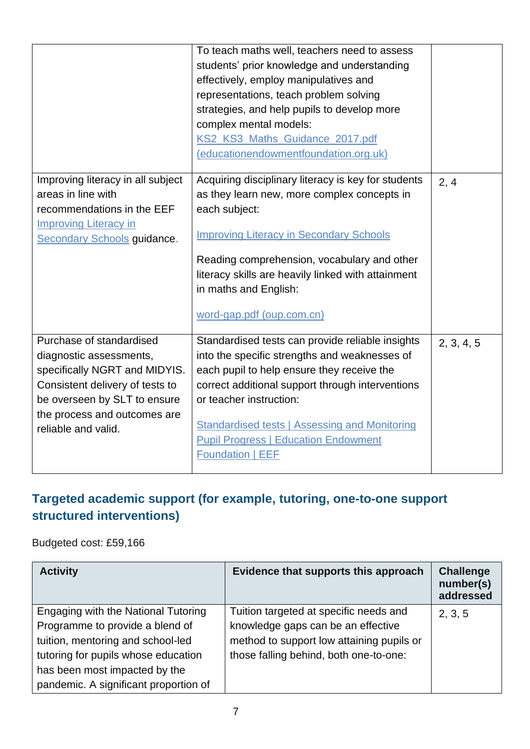| | | |
|---|---|---|
| | To teach maths well, teachers need to assess students' prior knowledge and understanding effectively, employ manipulatives and representations, teach problem solving strategies, and help pupils to develop more complex mental models: [KS2_KS3_Maths_Guidance_2017.pdf (educationendowmentfoundation.org.uk)] | |
| Improving literacy in all subject areas in line with recommendations in the EEF [Improving Literacy in Secondary Schools] guidance. | Acquiring disciplinary literacy is key for students as they learn new, more complex concepts in each subject: [Improving Literacy in Secondary Schools] Reading comprehension, vocabulary and other literacy skills are heavily linked with attainment in maths and English: [word-gap.pdf (oup.com.cn)] | 2, 4 |
| Purchase of standardised diagnostic assessments, specifically NGRT and MIDYIS. Consistent delivery of tests to be overseen by SLT to ensure the process and outcomes are reliable and valid. | Standardised tests can provide reliable insights into the specific strengths and weaknesses of each pupil to help ensure they receive the correct additional support through interventions or teacher instruction: [Standardised tests \| Assessing and Monitoring Pupil Progress \| Education Endowment Foundation \| EEF] | 2, 3, 4, 5 |

## Targeted academic support (for example, tutoring, one-to-one support structured interventions)

Budgeted cost: £59,166

| Activity | Evidence that supports this approach | Challenge number(s) addressed |
|---|---|---|
| Engaging with the National Tutoring Programme to provide a blend of tuition, mentoring and school-led tutoring for pupils whose education has been most impacted by the pandemic. A significant proportion of | Tuition targeted at specific needs and knowledge gaps can be an effective method to support low attaining pupils or those falling behind, both one-to-one: | 2, 3, 5 |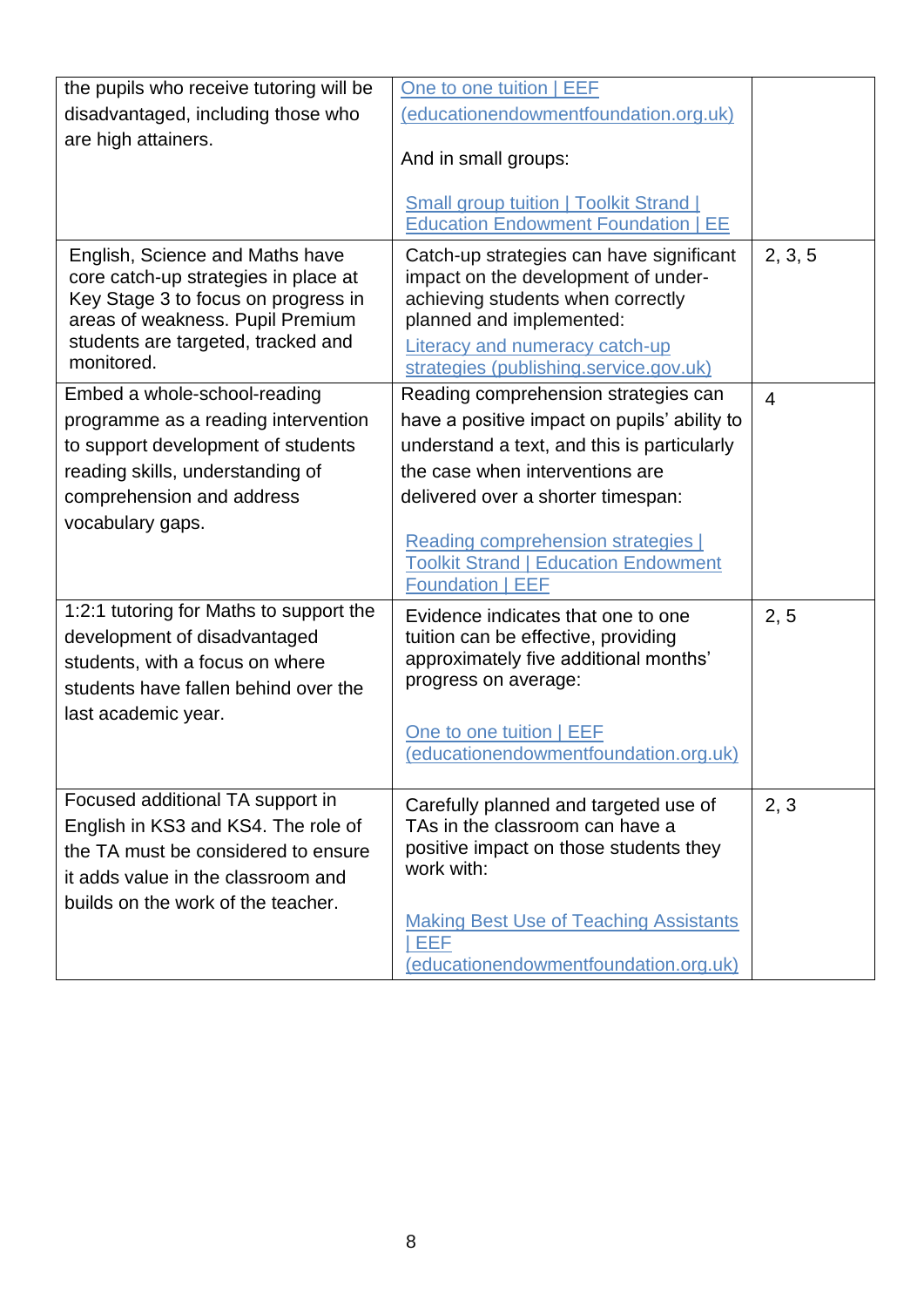| | | |
|---|---|---|
| the pupils who receive tutoring will be disadvantaged, including those who are high attainers. | One to one tuition \| EEF (educationendowmentfoundation.org.uk)<br><br>And in small groups:<br><br>Small group tuition \| Toolkit Strand \| Education Endowment Foundation \| EE | |
| English, Science and Maths have core catch-up strategies in place at Key Stage 3 to focus on progress in areas of weakness. Pupil Premium students are targeted, tracked and monitored. | Catch-up strategies can have significant impact on the development of under-achieving students when correctly planned and implemented:<br>Literacy and numeracy catch-up strategies (publishing.service.gov.uk) | 2, 3, 5 |
| Embed a whole-school-reading programme as a reading intervention to support development of students reading skills, understanding of comprehension and address vocabulary gaps. | Reading comprehension strategies can have a positive impact on pupils' ability to understand a text, and this is particularly the case when interventions are delivered over a shorter timespan:<br><br>Reading comprehension strategies \| Toolkit Strand \| Education Endowment Foundation \| EEF | 4 |
| 1:2:1 tutoring for Maths to support the development of disadvantaged students, with a focus on where students have fallen behind over the last academic year. | Evidence indicates that one to one tuition can be effective, providing approximately five additional months' progress on average:<br><br>One to one tuition \| EEF (educationendowmentfoundation.org.uk) | 2, 5 |
| Focused additional TA support in English in KS3 and KS4. The role of the TA must be considered to ensure it adds value in the classroom and builds on the work of the teacher. | Carefully planned and targeted use of TAs in the classroom can have a positive impact on those students they work with:<br><br>Making Best Use of Teaching Assistants \| EEF (educationendowmentfoundation.org.uk) | 2, 3 |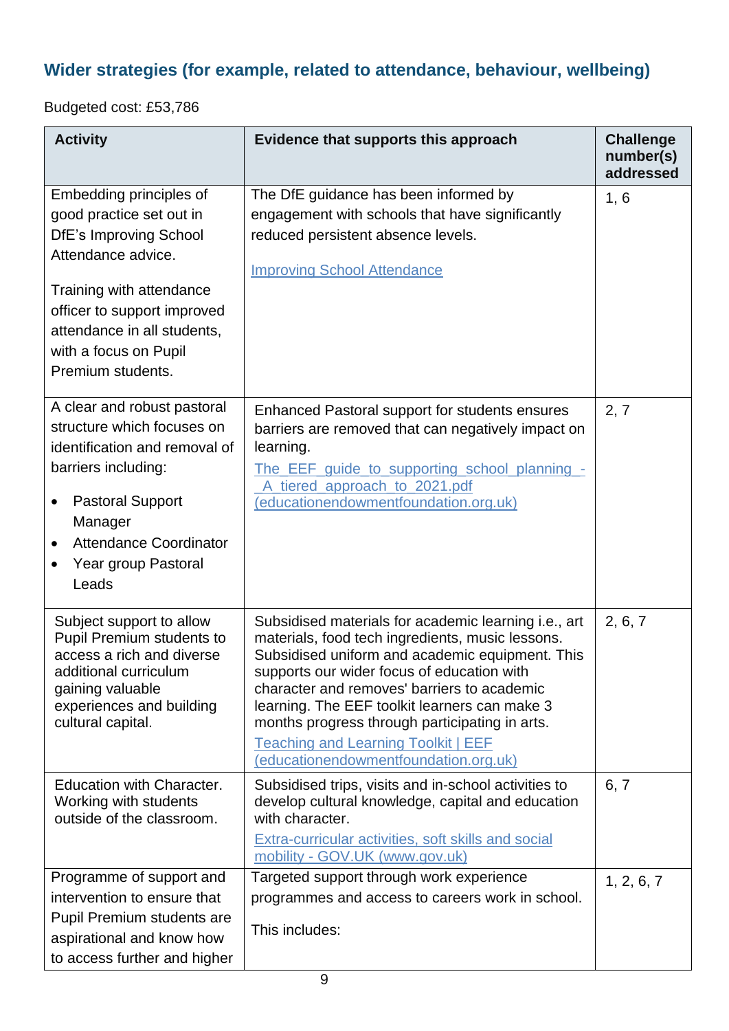## Wider strategies (for example, related to attendance, behaviour, wellbeing)

Budgeted cost: £53,786

| Activity | Evidence that supports this approach | Challenge number(s) addressed |
|---|---|---|
| Embedding principles of good practice set out in DfE's Improving School Attendance advice.<br><br>Training with attendance officer to support improved attendance in all students, with a focus on Pupil Premium students. | The DfE guidance has been informed by engagement with schools that have significantly reduced persistent absence levels.<br><br>Improving School Attendance | 1, 6 |
| A clear and robust pastoral structure which focuses on identification and removal of barriers including:<br>• Pastoral Support Manager<br>• Attendance Coordinator<br>• Year group Pastoral Leads | Enhanced Pastoral support for students ensures barriers are removed that can negatively impact on learning.<br>The_EEF_guide_to_supporting_school_planning_-_A_tiered_approach_to_2021.pdf (educationendowmentfoundation.org.uk) | 2, 7 |
| Subject support to allow Pupil Premium students to access a rich and diverse additional curriculum gaining valuable experiences and building cultural capital. | Subsidised materials for academic learning i.e., art materials, food tech ingredients, music lessons. Subsidised uniform and academic equipment. This supports our wider focus of education with character and removes' barriers to academic learning. The EEF toolkit learners can make 3 months progress through participating in arts.<br>Teaching and Learning Toolkit \| EEF (educationendowmentfoundation.org.uk) | 2, 6, 7 |
| Education with Character. Working with students outside of the classroom. | Subsidised trips, visits and in-school activities to develop cultural knowledge, capital and education with character.<br>Extra-curricular activities, soft skills and social mobility - GOV.UK (www.gov.uk) | 6, 7 |
| Programme of support and intervention to ensure that Pupil Premium students are aspirational and know how to access further and higher | Targeted support through work experience programmes and access to careers work in school.<br><br>This includes: | 1, 2, 6, 7 |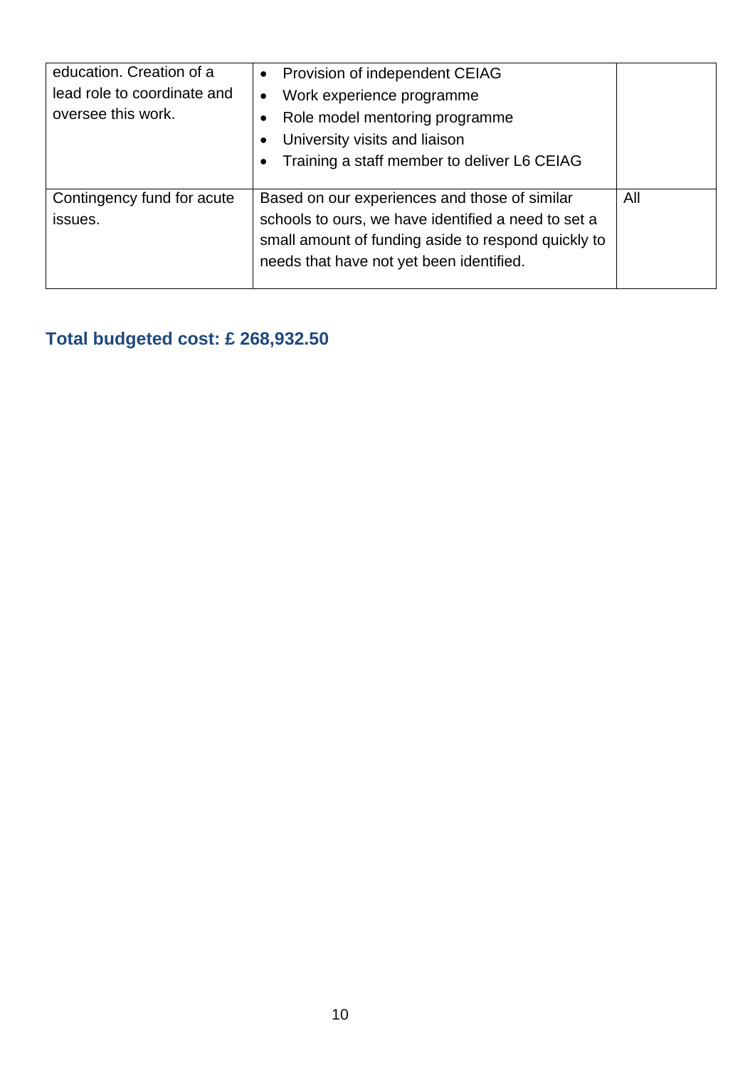| | | |
|---|---|---|
| education. Creation of a lead role to coordinate and oversee this work. | • Provision of independent CEIAG<br>• Work experience programme<br>• Role model mentoring programme<br>• University visits and liaison<br>• Training a staff member to deliver L6 CEIAG | |
| Contingency fund for acute issues. | Based on our experiences and those of similar schools to ours, we have identified a need to set a small amount of funding aside to respond quickly to needs that have not yet been identified. | All |

## Total budgeted cost: £ 268,932.50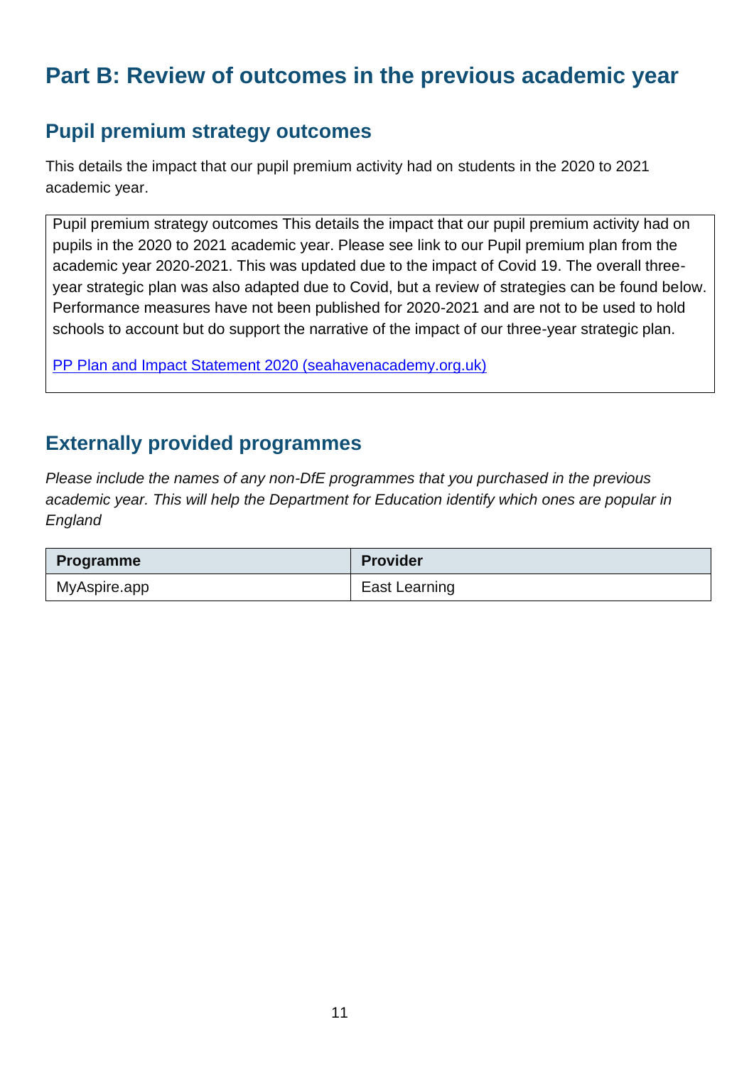# Part B: Review of outcomes in the previous academic year

## Pupil premium strategy outcomes

This details the impact that our pupil premium activity had on students in the 2020 to 2021 academic year.

Pupil premium strategy outcomes This details the impact that our pupil premium activity had on pupils in the 2020 to 2021 academic year. Please see link to our Pupil premium plan from the academic year 2020-2021. This was updated due to the impact of Covid 19. The overall three-year strategic plan was also adapted due to Covid, but a review of strategies can be found below. Performance measures have not been published for 2020-2021 and are not to be used to hold schools to account but do support the narrative of the impact of our three-year strategic plan.

PP Plan and Impact Statement 2020 (seahavenacademy.org.uk)

## Externally provided programmes

*Please include the names of any non-DfE programmes that you purchased in the previous academic year. This will help the Department for Education identify which ones are popular in England*

| Programme | Provider |
| --- | --- |
| MyAspire.app | East Learning |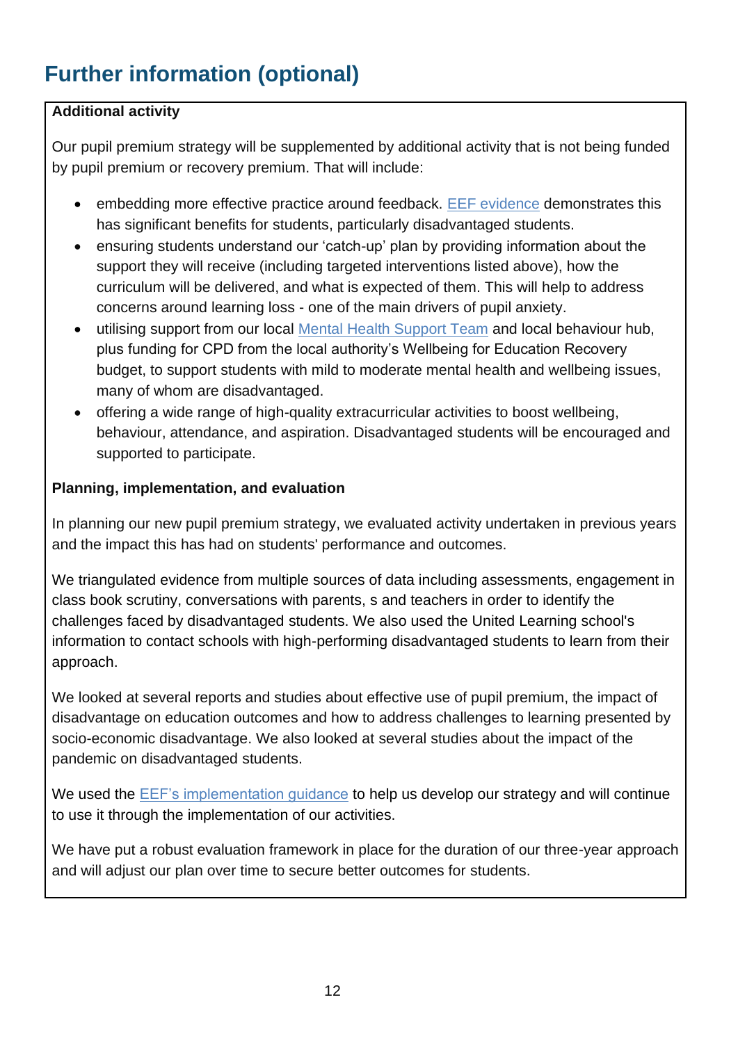# Further information (optional)

**Additional activity**

Our pupil premium strategy will be supplemented by additional activity that is not being funded by pupil premium or recovery premium. That will include:

- embedding more effective practice around feedback. EEF evidence demonstrates this has significant benefits for students, particularly disadvantaged students.
- ensuring students understand our 'catch-up' plan by providing information about the support they will receive (including targeted interventions listed above), how the curriculum will be delivered, and what is expected of them. This will help to address concerns around learning loss - one of the main drivers of pupil anxiety.
- utilising support from our local Mental Health Support Team and local behaviour hub, plus funding for CPD from the local authority's Wellbeing for Education Recovery budget, to support students with mild to moderate mental health and wellbeing issues, many of whom are disadvantaged.
- offering a wide range of high-quality extracurricular activities to boost wellbeing, behaviour, attendance, and aspiration. Disadvantaged students will be encouraged and supported to participate.

**Planning, implementation, and evaluation**

In planning our new pupil premium strategy, we evaluated activity undertaken in previous years and the impact this has had on students' performance and outcomes.

We triangulated evidence from multiple sources of data including assessments, engagement in class book scrutiny, conversations with parents, s and teachers in order to identify the challenges faced by disadvantaged students. We also used the United Learning school's information to contact schools with high-performing disadvantaged students to learn from their approach.

We looked at several reports and studies about effective use of pupil premium, the impact of disadvantage on education outcomes and how to address challenges to learning presented by socio-economic disadvantage. We also looked at several studies about the impact of the pandemic on disadvantaged students.

We used the EEF's implementation guidance to help us develop our strategy and will continue to use it through the implementation of our activities.

We have put a robust evaluation framework in place for the duration of our three-year approach and will adjust our plan over time to secure better outcomes for students.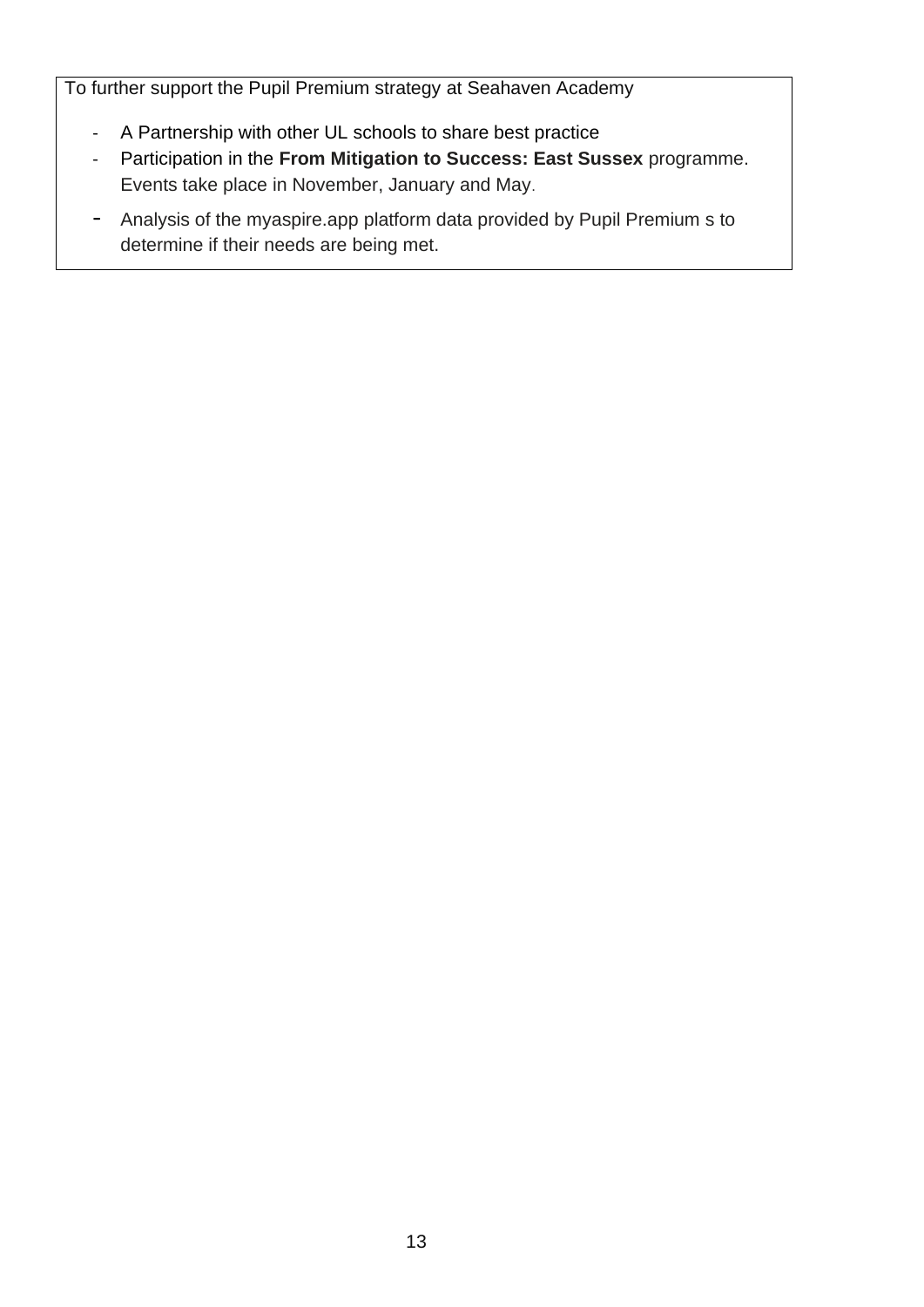To further support the Pupil Premium strategy at Seahaven Academy

- A Partnership with other UL schools to share best practice
- Participation in the **From Mitigation to Success: East Sussex** programme. Events take place in November, January and May.
- Analysis of the myaspire.app platform data provided by Pupil Premium s to determine if their needs are being met.